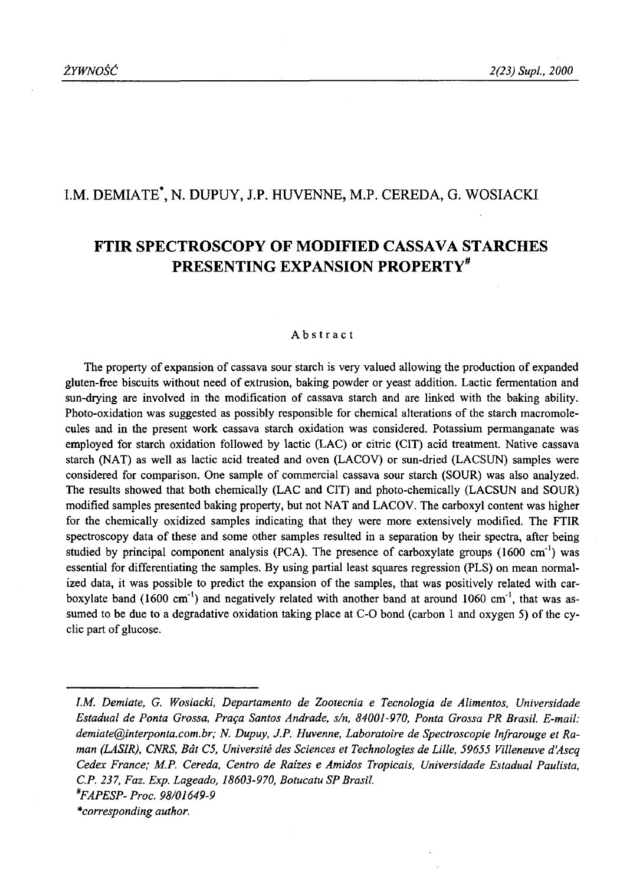I.M. DEMIATE*, N. DUPUY, J.P. HUVENNE, M.P. CEREDA, G. WOSIACKI

# FTIR SPECTROSCOPY OF MODIFIED CASSAVA STARCHES PRESENTING EXPANSION PROPERTY#

## Abstract

The property of expansion of cassava sour starch is very valued allowing the production of expanded gluten-free biscuits without need of extrusion, baking powder or yeast addition. Lactic fermentation and sun-drying are involved in the modification of cassava starch and are linked with the baking ability. Photo-oxidation was suggested as possibly responsible for chemical alterations of the starch macromolecules and in the present work cassava starch oxidation was considered. Potassium permanganate was employed for starch oxidation followed by lactic (LAC) or citric (CIT) acid treatment. Native cassava starch (NAT) as well as lactic acid treated and oven (LACOV) or sun-dried (LACSUN) samples were considered for comparison. One sample of commercial cassava sour starch (SOUR) was also analyzed. The results showed that both chemically (LAC and CIT) and photo-chemically (LACSUN and SOUR) modified samples presented baking property, but not NAT and LACOV. The carboxyl content was higher for the chemically oxidized samples indicating that they were more extensively modified. The FTIR spectroscopy data of these and some other samples resulted in a separation by their spectra, after being studied by principal component analysis (PCA). The presence of carboxylate groups (1600 $cm^{-1}$) was essential for differentiating the samples. By using partial least squares regression (PLS) on mean normalized data, it was possible to predict the expansion of the samples, that was positively related with carboxylate band (1600 $cm^{-1}$) and negatively related with another band at around 1060 $cm^{-1}$, that was assumed to be due to a degradative oxidation taking place at C-O bond (carbon 1 and oxygen 5) of the cyclic part of glucose.

---

*I.M. Demiate, G. Wosiacki, Departamento de Zootecnia e Tecnologia de Alimentos, Universidade Estadual de Ponta Grossa, Praça Santos Andrade, s/n, 84001-970, Ponta Grossa PR Brasil. E-mail: demiate@interponta.com.br; N. Dupuy, J.P. Huvenne, Laboratoire de Spectroscopie Infrarouge et Raman (LASIR), CNRS, Bât C5, Université des Sciences et Technologies de Lille, 59655 Villeneuve d'Ascq Cedex France; M.P. Cereda, Centro de Raízes e Amidos Tropicais, Universidade Estadual Paulista, C.P. 237, Faz. Exp. Lageado, 18603-970, Botucatu SP Brasil.*

#FAPESP- Proc. 98/01649-9

*corresponding author.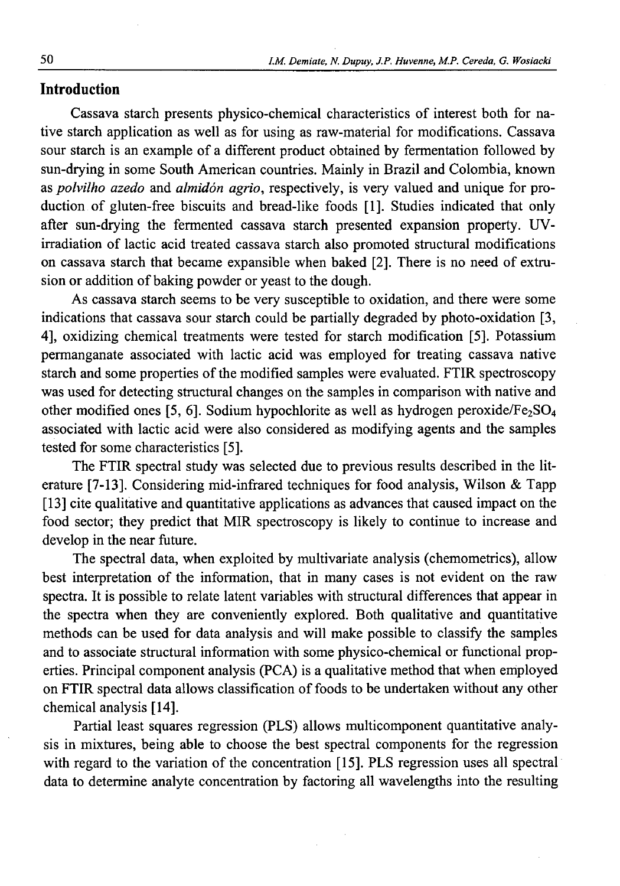## Introduction

Cassava starch presents physico-chemical characteristics of interest both for native starch application as well as for using as raw-material for modifications. Cassava sour starch is an example of a different product obtained by fermentation followed by sun-drying in some South American countries. Mainly in Brazil and Colombia, known as *polvilho azedo* and *almidón agrio*, respectively, is very valued and unique for production of gluten-free biscuits and bread-like foods [1]. Studies indicated that only after sun-drying the fermented cassava starch presented expansion property. UV-irradiation of lactic acid treated cassava starch also promoted structural modifications on cassava starch that became expansible when baked [2]. There is no need of extrusion or addition of baking powder or yeast to the dough.

As cassava starch seems to be very susceptible to oxidation, and there were some indications that cassava sour starch could be partially degraded by photo-oxidation [3, 4], oxidizing chemical treatments were tested for starch modification [5]. Potassium permanganate associated with lactic acid was employed for treating cassava native starch and some properties of the modified samples were evaluated. FTIR spectroscopy was used for detecting structural changes on the samples in comparison with native and other modified ones [5, 6]. Sodium hypochlorite as well as hydrogen peroxide/$Fe_2SO_4$ associated with lactic acid were also considered as modifying agents and the samples tested for some characteristics [5].

The FTIR spectral study was selected due to previous results described in the literature [7-13]. Considering mid-infrared techniques for food analysis, Wilson & Tapp [13] cite qualitative and quantitative applications as advances that caused impact on the food sector; they predict that MIR spectroscopy is likely to continue to increase and develop in the near future.

The spectral data, when exploited by multivariate analysis (chemometrics), allow best interpretation of the information, that in many cases is not evident on the raw spectra. It is possible to relate latent variables with structural differences that appear in the spectra when they are conveniently explored. Both qualitative and quantitative methods can be used for data analysis and will make possible to classify the samples and to associate structural information with some physico-chemical or functional properties. Principal component analysis (PCA) is a qualitative method that when employed on FTIR spectral data allows classification of foods to be undertaken without any other chemical analysis [14].

Partial least squares regression (PLS) allows multicomponent quantitative analysis in mixtures, being able to choose the best spectral components for the regression with regard to the variation of the concentration [15]. PLS regression uses all spectral data to determine analyte concentration by factoring all wavelengths into the resulting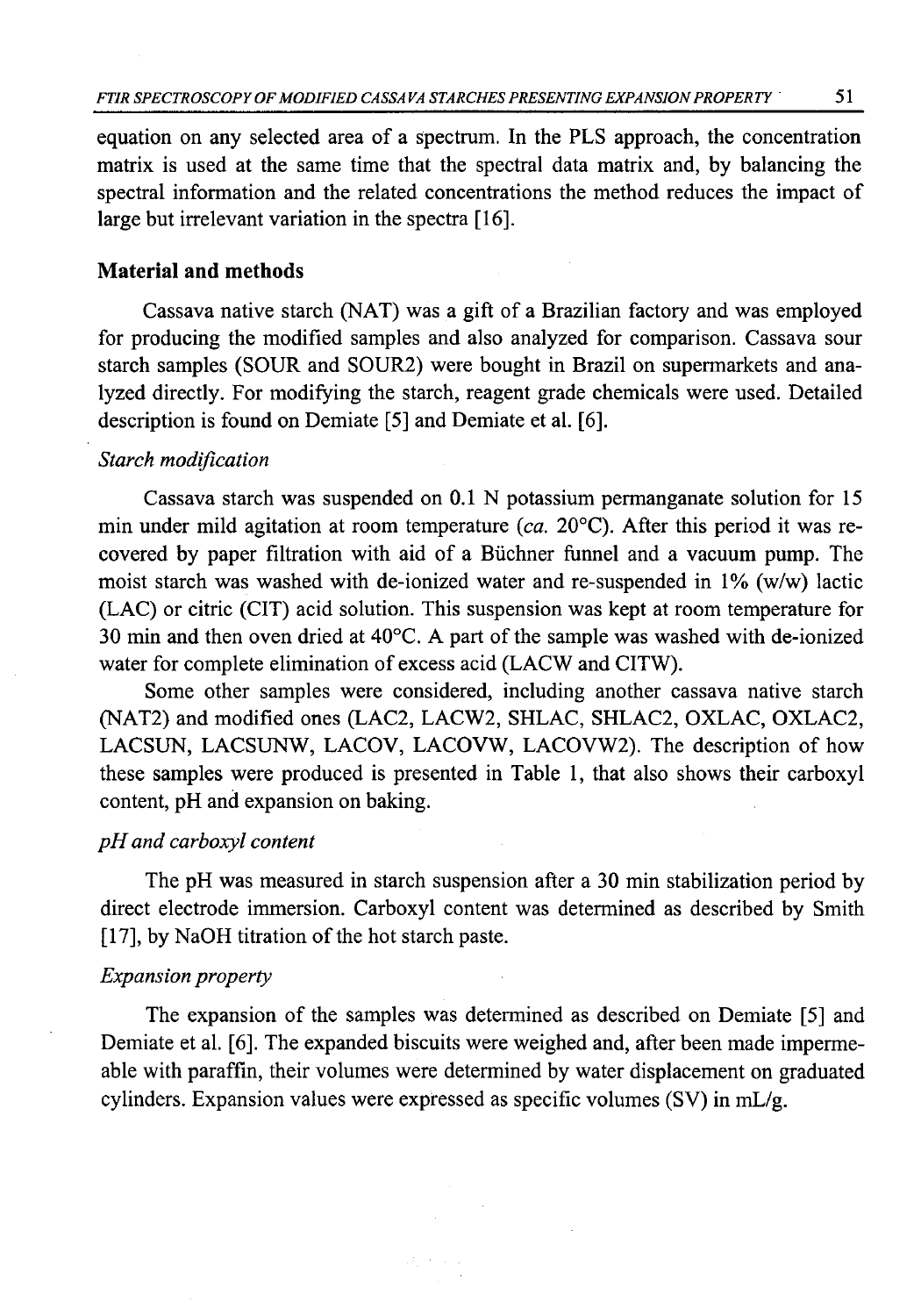equation on any selected area of a spectrum. In the PLS approach, the concentration matrix is used at the same time that the spectral data matrix and, by balancing the spectral information and the related concentrations the method reduces the impact of large but irrelevant variation in the spectra [16].

## Material and methods

Cassava native starch (NAT) was a gift of a Brazilian factory and was employed for producing the modified samples and also analyzed for comparison. Cassava sour starch samples (SOUR and SOUR2) were bought in Brazil on supermarkets and analyzed directly. For modifying the starch, reagent grade chemicals were used. Detailed description is found on Demiate [5] and Demiate et al. [6].

### *Starch modification*

Cassava starch was suspended on 0.1 N potassium permanganate solution for 15 min under mild agitation at room temperature (*ca.* 20°C). After this period it was recovered by paper filtration with aid of a Büchner funnel and a vacuum pump. The moist starch was washed with de-ionized water and re-suspended in 1% (w/w) lactic (LAC) or citric (CIT) acid solution. This suspension was kept at room temperature for 30 min and then oven dried at 40°C. A part of the sample was washed with de-ionized water for complete elimination of excess acid (LACW and CITW).

Some other samples were considered, including another cassava native starch (NAT2) and modified ones (LAC2, LACW2, SHLAC, SHLAC2, OXLAC, OXLAC2, LACSUN, LACSUNW, LACOV, LACOVW, LACOVW2). The description of how these samples were produced is presented in Table 1, that also shows their carboxyl content, pH and expansion on baking.

### *pH and carboxyl content*

The pH was measured in starch suspension after a 30 min stabilization period by direct electrode immersion. Carboxyl content was determined as described by Smith [17], by NaOH titration of the hot starch paste.

### *Expansion property*

The expansion of the samples was determined as described on Demiate [5] and Demiate et al. [6]. The expanded biscuits were weighed and, after been made impermeable with paraffin, their volumes were determined by water displacement on graduated cylinders. Expansion values were expressed as specific volumes (SV) in mL/g.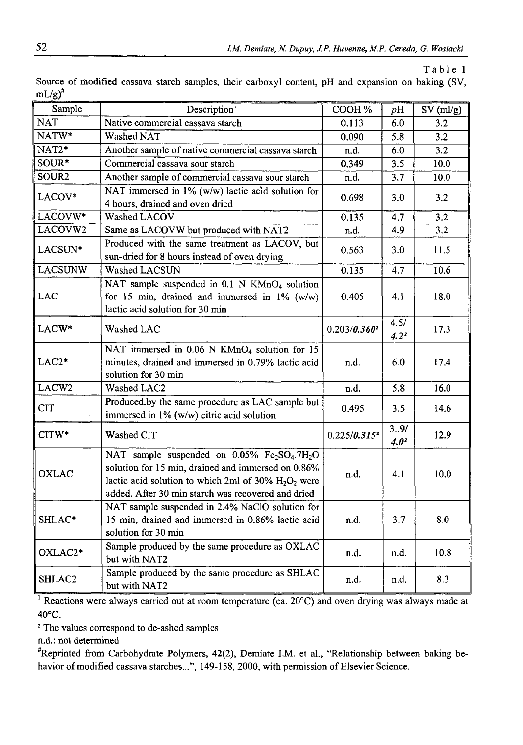Table 1

Source of modified cassava starch samples, their carboxyl content, pH and expansion on baking (SV, mL/g)[#]

| Sample | Description[1] | COOH % | *p*H | SV (ml/g) |
|---|---|---|---|---|
| NAT | Native commercial cassava starch | 0.113 | 6.0 | 3.2 |
| NATW* | Washed NAT | 0.090 | 5.8 | 3.2 |
| NAT2* | Another sample of native commercial cassava starch | n.d. | 6.0 | 3.2 |
| SOUR* | Commercial cassava sour starch | 0.349 | 3.5 | 10.0 |
| SOUR2 | Another sample of commercial cassava sour starch | n.d. | 3.7 | 10.0 |
| LACOV* | NAT immersed in 1% (w/w) lactic acid solution for 4 hours, drained and oven dried | 0.698 | 3.0 | 3.2 |
| LACOVW* | Washed LACOV | 0.135 | 4.7 | 3.2 |
| LACOVW2 | Same as LACOVW but produced with NAT2 | n.d. | 4.9 | 3.2 |
| LACSUN* | Produced with the same treatment as LACOV, but sun-dried for 8 hours instead of oven drying | 0.563 | 3.0 | 11.5 |
| LACSUNW | Washed LACSUN | 0.135 | 4.7 | 10.6 |
| LAC | NAT sample suspended in 0.1 N $KMnO_4$ solution for 15 min, drained and immersed in 1% (w/w) lactic acid solution for 30 min | 0.405 | 4.1 | 18.0 |
| LACW* | Washed LAC | 0.203/***0.360***[2] | 4.5/***4.2***[2] | 17.3 |
| LAC2* | NAT immersed in 0.06 N $KMnO_4$ solution for 15 minutes, drained and immersed in 0.79% lactic acid solution for 30 min | n.d. | 6.0 | 17.4 |
| LACW2 | Washed LAC2 | n.d. | 5.8 | 16.0 |
| CIT | Produced by the same procedure as LAC sample but immersed in 1% (w/w) citric acid solution | 0.495 | 3.5 | 14.6 |
| CITW* | Washed CIT | 0.225/***0.315***[2] | 3..9/***4.0***[2] | 12.9 |
| OXLAC | NAT sample suspended on 0.05% $Fe_2SO_4.7H_2O$ solution for 15 min, drained and immersed on 0.86% lactic acid solution to which 2ml of 30% $H_2O_2$ were added. After 30 min starch was recovered and dried | n.d. | 4.1 | 10.0 |
| SHLAC* | NAT sample suspended in 2.4% NaClO solution for 15 min, drained and immersed in 0.86% lactic acid solution for 30 min | n.d. | 3.7 | 8.0 |
| OXLAC2* | Sample produced by the same procedure as OXLAC but with NAT2 | n.d. | n.d. | 10.8 |
| SHLAC2 | Sample produced by the same procedure as SHLAC but with NAT2 | n.d. | n.d. | 8.3 |

[1] Reactions were always carried out at room temperature (ca. 20°C) and oven drying was always made at 40°C.

[2] The values correspond to de-ashed samples

n.d.: not determined

[#]Reprinted from Carbohydrate Polymers, **42**(2), Demiate I.M. et al., "Relationship between baking behavior of modified cassava starches...", 149-158, 2000, with permission of Elsevier Science.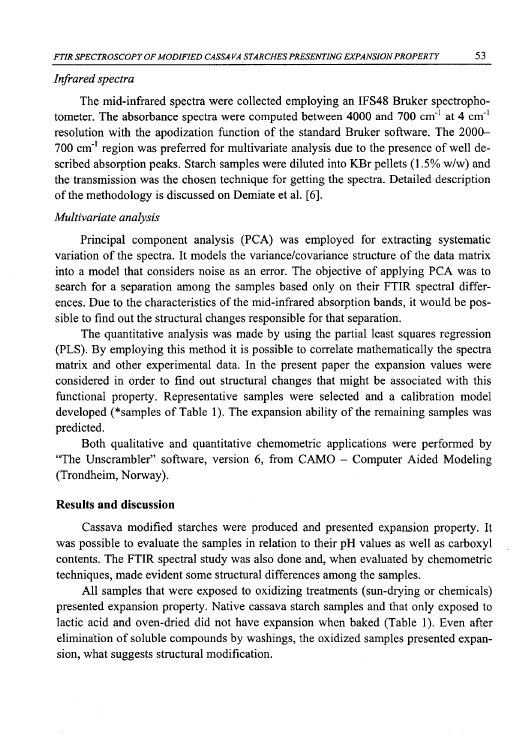*Infrared spectra*

The mid-infrared spectra were collected employing an IFS48 Bruker spectrophotometer. The absorbance spectra were computed between 4000 and 700 $cm^{-1}$ at 4 $cm^{-1}$ resolution with the apodization function of the standard Bruker software. The 2000–700 $cm^{-1}$ region was preferred for multivariate analysis due to the presence of well described absorption peaks. Starch samples were diluted into KBr pellets (1.5% w/w) and the transmission was the chosen technique for getting the spectra. Detailed description of the methodology is discussed on Demiate et al. [6].

*Multivariate analysis*

Principal component analysis (PCA) was employed for extracting systematic variation of the spectra. It models the variance/covariance structure of the data matrix into a model that considers noise as an error. The objective of applying PCA was to search for a separation among the samples based only on their FTIR spectral differences. Due to the characteristics of the mid-infrared absorption bands, it would be possible to find out the structural changes responsible for that separation.

The quantitative analysis was made by using the partial least squares regression (PLS). By employing this method it is possible to correlate mathematically the spectra matrix and other experimental data. In the present paper the expansion values were considered in order to find out structural changes that might be associated with this functional property. Representative samples were selected and a calibration model developed (*samples of Table 1). The expansion ability of the remaining samples was predicted.

Both qualitative and quantitative chemometric applications were performed by "The Unscrambler" software, version 6, from CAMO – Computer Aided Modeling (Trondheim, Norway).

## Results and discussion

Cassava modified starches were produced and presented expansion property. It was possible to evaluate the samples in relation to their pH values as well as carboxyl contents. The FTIR spectral study was also done and, when evaluated by chemometric techniques, made evident some structural differences among the samples.

All samples that were exposed to oxidizing treatments (sun-drying or chemicals) presented expansion property. Native cassava starch samples and that only exposed to lactic acid and oven-dried did not have expansion when baked (Table 1). Even after elimination of soluble compounds by washings, the oxidized samples presented expansion, what suggests structural modification.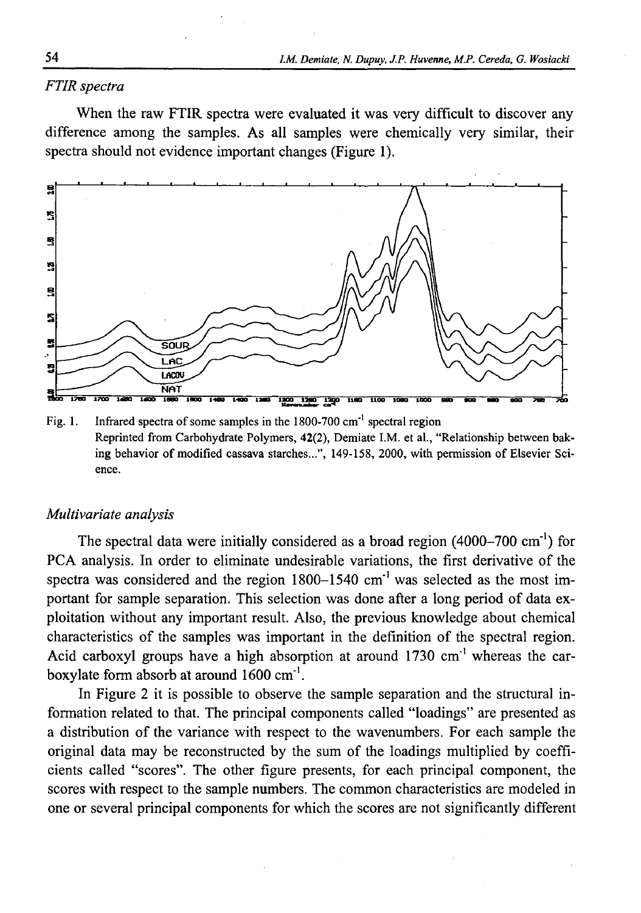*FTIR spectra*

When the raw FTIR spectra were evaluated it was very difficult to discover any difference among the samples. As all samples were chemically very similar, their spectra should not evidence important changes (Figure 1).

Fig. 1. Infrared spectra of some samples in the 1800-700 $cm^{-1}$ spectral region
Reprinted from Carbohydrate Polymers, 42(2), Demiate I.M. et al., "Relationship between baking behavior of modified cassava starches...", 149-158, 2000, with permission of Elsevier Science.

*Multivariate analysis*

The spectral data were initially considered as a broad region (4000–700 $cm^{-1}$) for PCA analysis. In order to eliminate undesirable variations, the first derivative of the spectra was considered and the region 1800–1540 $cm^{-1}$ was selected as the most important for sample separation. This selection was done after a long period of data exploitation without any important result. Also, the previous knowledge about chemical characteristics of the samples was important in the definition of the spectral region. Acid carboxyl groups have a high absorption at around 1730 $cm^{-1}$ whereas the carboxylate form absorb at around 1600 $cm^{-1}$.

In Figure 2 it is possible to observe the sample separation and the structural information related to that. The principal components called "loadings" are presented as a distribution of the variance with respect to the wavenumbers. For each sample the original data may be reconstructed by the sum of the loadings multiplied by coefficients called "scores". The other figure presents, for each principal component, the scores with respect to the sample numbers. The common characteristics are modeled in one or several principal components for which the scores are not significantly different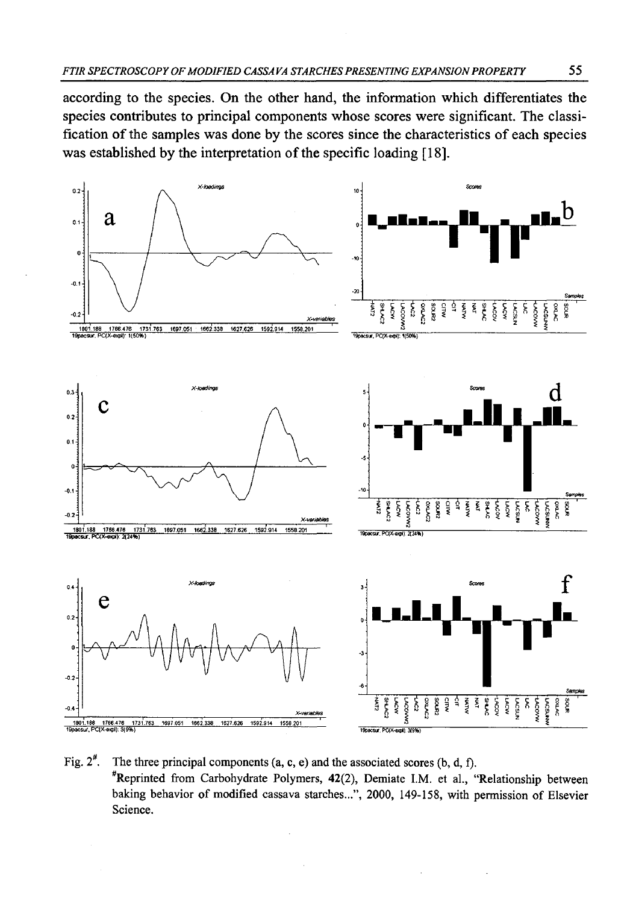according to the species. On the other hand, the information which differentiates the species contributes to principal components whose scores were significant. The classification of the samples was done by the scores since the characteristics of each species was established by the interpretation of the specific loading [18].

Fig. 2[#]. The three principal components (a, c, e) and the associated scores (b, d, f).
[#]Reprinted from Carbohydrate Polymers, **42**(2), Demiate I.M. et al., "Relationship between baking behavior of modified cassava starches...", 2000, 149-158, with permission of Elsevier Science.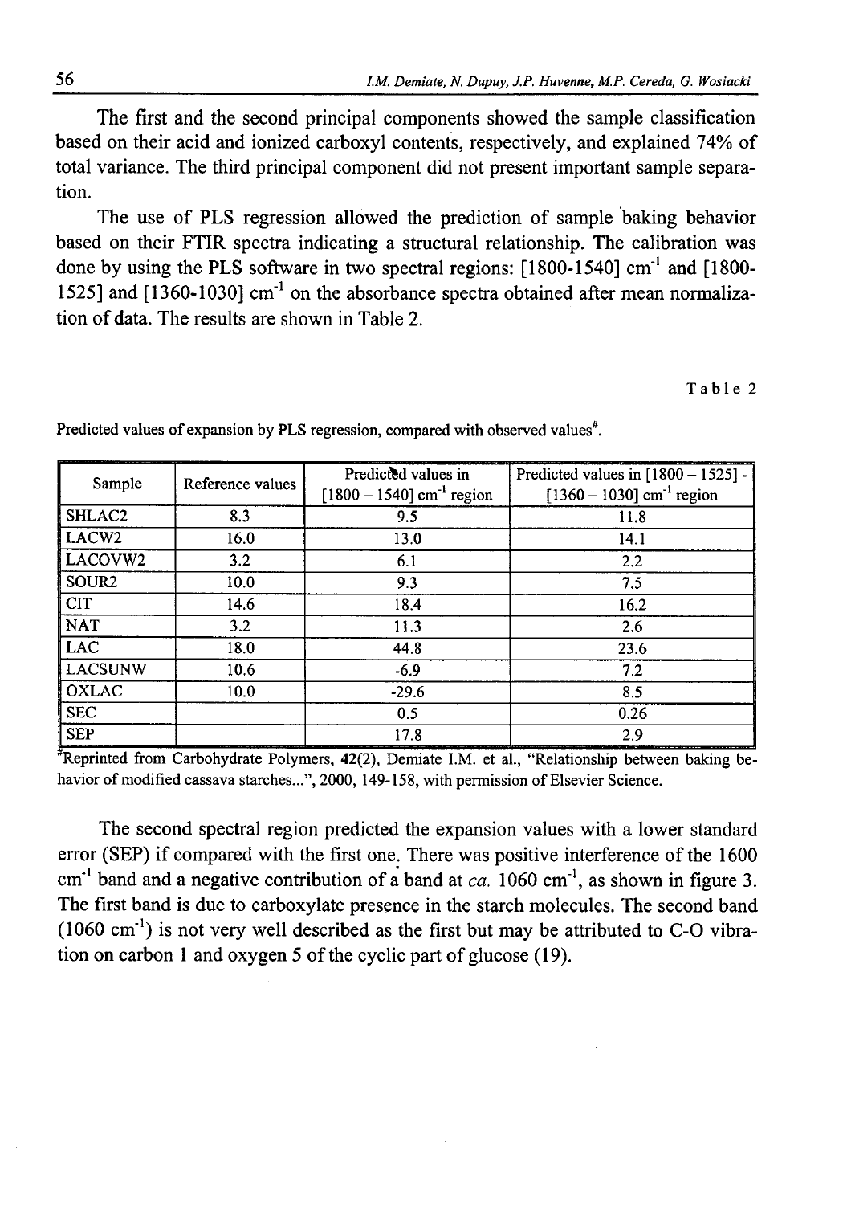The first and the second principal components showed the sample classification based on their acid and ionized carboxyl contents, respectively, and explained 74% of total variance. The third principal component did not present important sample separation.

The use of PLS regression allowed the prediction of sample baking behavior based on their FTIR spectra indicating a structural relationship. The calibration was done by using the PLS software in two spectral regions: [1800-1540] $cm^{-1}$ and [1800-1525] and [1360-1030] $cm^{-1}$ on the absorbance spectra obtained after mean normalization of data. The results are shown in Table 2.

Table 2

Predicted values of expansion by PLS regression, compared with observed values[#].

| Sample | Reference values | Predicted values in [1800 – 1540] $cm^{-1}$ region | Predicted values in [1800 – 1525] - [1360 – 1030] $cm^{-1}$ region |
|---|---|---|---|
| SHLAC2 | 8.3 | 9.5 | 11.8 |
| LACW2 | 16.0 | 13.0 | 14.1 |
| LACOVW2 | 3.2 | 6.1 | 2.2 |
| SOUR2 | 10.0 | 9.3 | 7.5 |
| CIT | 14.6 | 18.4 | 16.2 |
| NAT | 3.2 | 11.3 | 2.6 |
| LAC | 18.0 | 44.8 | 23.6 |
| LACSUNW | 10.6 | -6.9 | 7.2 |
| OXLAC | 10.0 | -29.6 | 8.5 |
| SEC | | 0.5 | 0.26 |
| SEP | | 17.8 | 2.9 |

[#]Reprinted from Carbohydrate Polymers, **42**(2), Demiate I.M. et al., "Relationship between baking behavior of modified cassava starches...", 2000, 149-158, with permission of Elsevier Science.

The second spectral region predicted the expansion values with a lower standard error (SEP) if compared with the first one. There was positive interference of the 1600 $cm^{-1}$ band and a negative contribution of a band at *ca.* 1060 $cm^{-1}$, as shown in figure 3. The first band is due to carboxylate presence in the starch molecules. The second band (1060 $cm^{-1}$) is not very well described as the first but may be attributed to C-O vibration on carbon 1 and oxygen 5 of the cyclic part of glucose (19).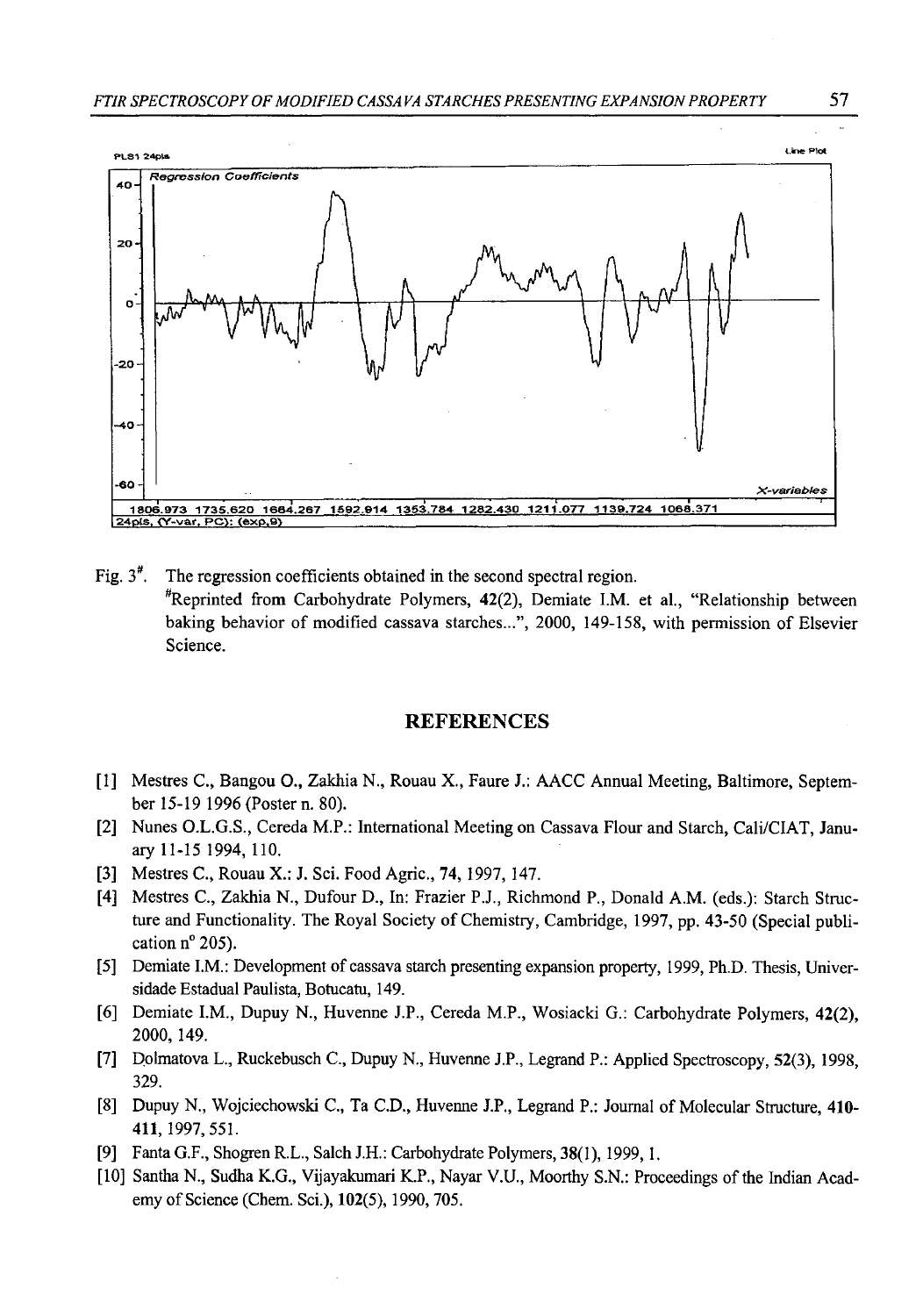Fig. 3[#]. The regression coefficients obtained in the second spectral region.
[#]Reprinted from Carbohydrate Polymers, 42(2), Demiate I.M. et al., "Relationship between baking behavior of modified cassava starches...", 2000, 149-158, with permission of Elsevier Science.

## REFERENCES

[1] Mestres C., Bangou O., Zakhia N., Rouau X., Faure J.: AACC Annual Meeting, Baltimore, September 15-19 1996 (Poster n. 80).

[2] Nunes O.L.G.S., Cereda M.P.: International Meeting on Cassava Flour and Starch, Cali/CIAT, January 11-15 1994, 110.

[3] Mestres C., Rouau X.: J. Sci. Food Agric., **74**, 1997, 147.

[4] Mestres C., Zakhia N., Dufour D., In: Frazier P.J., Richmond P., Donald A.M. (eds.): Starch Structure and Functionality. The Royal Society of Chemistry, Cambridge, 1997, pp. 43-50 (Special publication n° 205).

[5] Demiate I.M.: Development of cassava starch presenting expansion property, 1999, Ph.D. Thesis, Universidade Estadual Paulista, Botucatu, 149.

[6] Demiate I.M., Dupuy N., Huvenne J.P., Cereda M.P., Wosiacki G.: Carbohydrate Polymers, **42(2)**, 2000, 149.

[7] Dolmatova L., Ruckebusch C., Dupuy N., Huvenne J.P., Legrand P.: Applied Spectroscopy, **52(3)**, 1998, 329.

[8] Dupuy N., Wojciechowski C., Ta C.D., Huvenne J.P., Legrand P.: Journal of Molecular Structure, **410-411**, 1997, 551.

[9] Fanta G.F., Shogren R.L., Salch J.H.: Carbohydrate Polymers, **38(1)**, 1999, 1.

[10] Santha N., Sudha K.G., Vijayakumari K.P., Nayar V.U., Moorthy S.N.: Proceedings of the Indian Academy of Science (Chem. Sci.), **102(5)**, 1990, 705.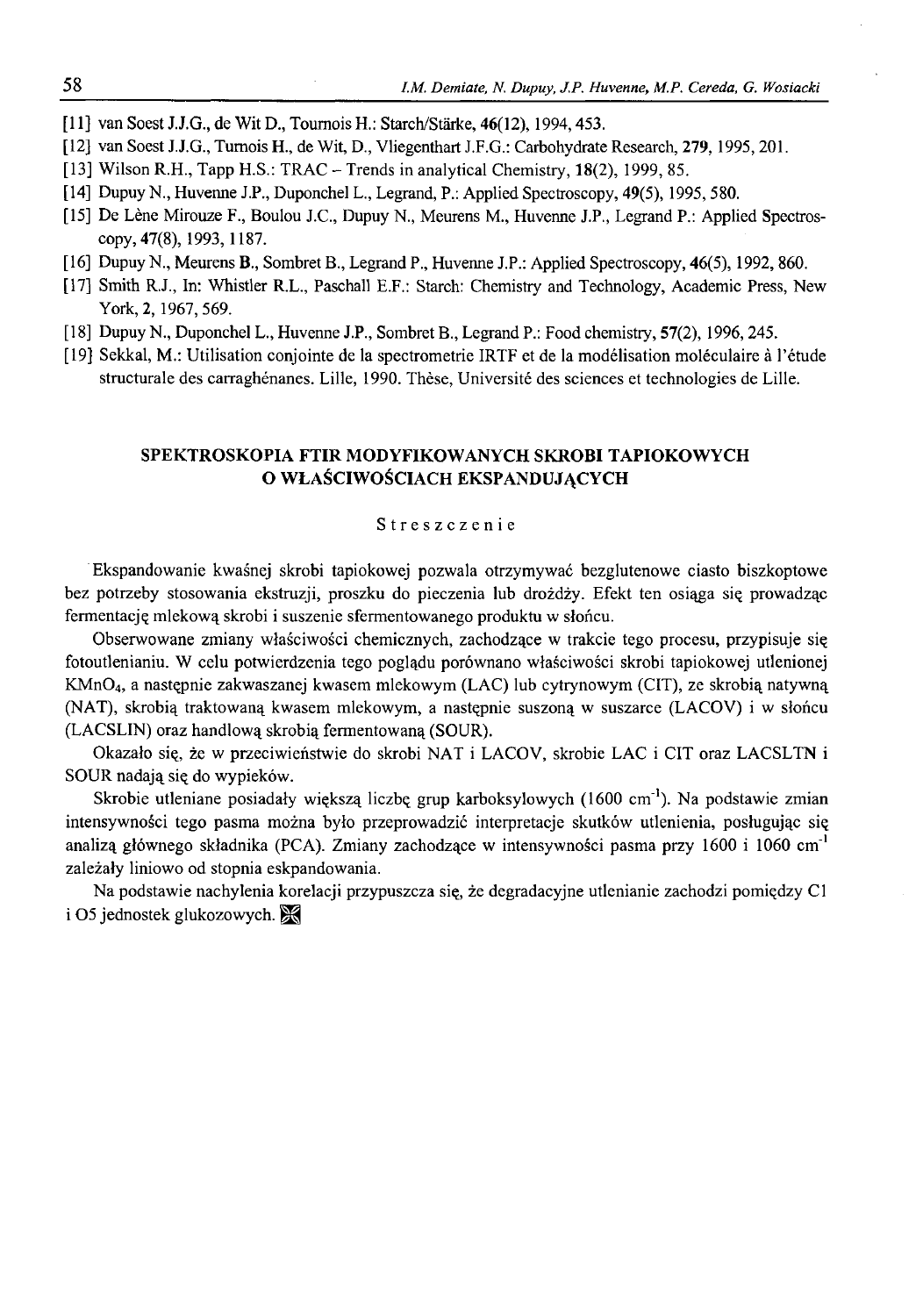[11] van Soest J.J.G., de Wit D., Tournois H.: Starch/Stärke, **46**(12), 1994, 453.

[12] van Soest J.J.G., Turnois H., de Wit, D., Vliegenthart J.F.G.: Carbohydrate Research, **279**, 1995, 201.

[13] Wilson R.H., Tapp H.S.: TRAC – Trends in analytical Chemistry, **18**(2), 1999, 85.

[14] Dupuy N., Huvenne J.P., Duponchel L., Legrand, P.: Applied Spectroscopy, **49**(5), 1995, 580.

[15] De Lène Mirouze F., Boulou J.C., Dupuy N., Meurens M., Huvenne J.P., Legrand P.: Applied Spectroscopy, **47**(8), 1993, 1187.

[16] Dupuy N., Meurens **B.**, Sombret B., Legrand P., Huvenne J.P.: Applied Spectroscopy, **46**(5), 1992, 860.

[17] Smith R.J., In: Whistler R.L., Paschall E.F.: Starch: Chemistry and Technology, Academic Press, New York, **2**, 1967, 569.

[18] Dupuy N., Duponchel L., Huvenne J.P., Sombret B., Legrand P.: Food chemistry, **57**(2), 1996, 245.

[19] Sekkal, M.: Utilisation conjointe de la spectrometrie IRTF et de la modélisation moléculaire à l'étude structurale des carraghénanes. Lille, 1990. Thèse, Université des sciences et technologies de Lille.

## SPEKTROSKOPIA FTIR MODYFIKOWANYCH SKROBI TAPIOKOWYCH O WŁAŚCIWOŚCIACH EKSPANDUJĄCYCH

### Streszczenie

Ekspandowanie kwaśnej skrobi tapiokowej pozwala otrzymywać bezglutenowe ciasto biszkoptowe bez potrzeby stosowania ekstruzji, proszku do pieczenia lub drożdży. Efekt ten osiąga się prowadząc fermentację mlekową skrobi i suszenie sfermentowanego produktu w słońcu.

Obserwowane zmiany właściwości chemicznych, zachodzące w trakcie tego procesu, przypisuje się fotoutlenianiu. W celu potwierdzenia tego poglądu porównano właściwości skrobi tapiokowej utlenionej $KMnO_4$, a następnie zakwaszanej kwasem mlekowym (LAC) lub cytrynowym (CIT), ze skrobią natywną (NAT), skrobią traktowaną kwasem mlekowym, a następnie suszoną w suszarce (LACOV) i w słońcu (LACSLIN) oraz handlową skrobią fermentowaną (SOUR).

Okazało się, że w przeciwieństwie do skrobi NAT i LACOV, skrobie LAC i CIT oraz LACSLTN i SOUR nadają się do wypieków.

Skrobie utleniane posiadały większą liczbę grup karboksylowych (1600 $cm^{-1}$). Na podstawie zmian intensywności tego pasma można było przeprowadzić interpretacje skutków utlenienia, posługując się analizą głównego składnika (PCA). Zmiany zachodzące w intensywności pasma przy 1600 i 1060 $cm^{-1}$ zależały liniowo od stopnia eskpandowania.

Na podstawie nachylenia korelacji przypuszcza się, że degradacyjne utlenianie zachodzi pomiędzy C1 i O5 jednostek glukozowych.